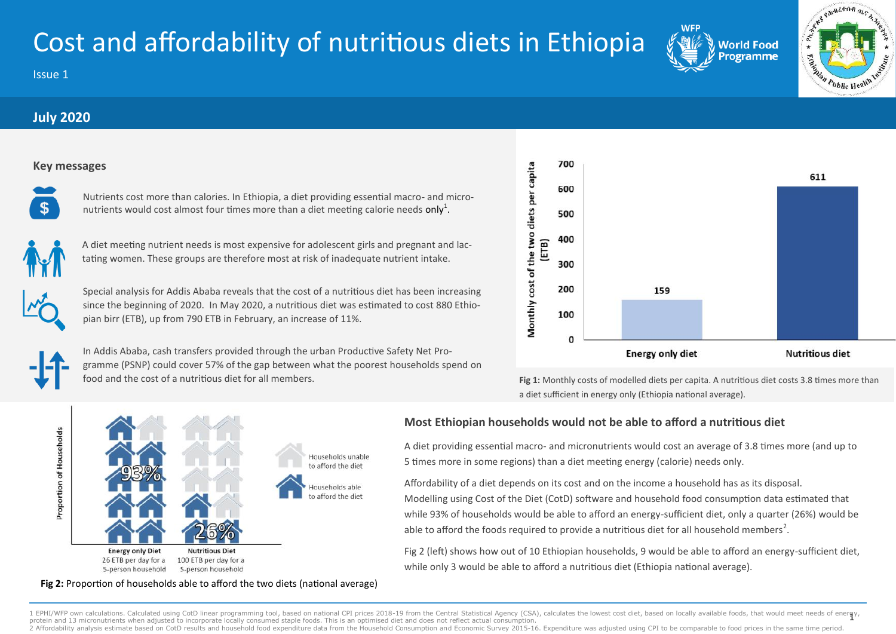# Cost and affordability of nutritious diets in Ethiopia

Issue 1

**July 2020**

## Key messages

Nutrients cost more than calories. In Ethiopia, a diet providing essential macro- and micronutrients would cost almost four times more than a diet meeting calorie needs only[1].

A diet meeting nutrient needs is most expensive for adolescent girls and pregnant and lactating women. These groups are therefore most at risk of inadequate nutrient intake.

Special analysis for Addis Ababa reveals that the cost of a nutritious diet has been increasing since the beginning of 2020. In May 2020, a nutritious diet was estimated to cost 880 Ethiopian birr (ETB), up from 790 ETB in February, an increase of 11%.

In Addis Ababa, cash transfers provided through the urban Productive Safety Net Programme (PSNP) could cover 57% of the gap between what the poorest households spend on food and the cost of a nutritious diet for all members.

| | Monthly cost of the two diets per capita (ETB) |
|---|---|
| Energy only diet | 159 |
| Nutritious diet | 611 |

**Fig 1:** Monthly costs of modelled diets per capita. A nutritious diet costs 3.8 times more than a diet sufficient in energy only (Ethiopia national average).

| | Proportion of households able to afford the diet |
|---|---|
| Energy only Diet (26 ETB per day for a 5-person household) | 93% |
| Nutritious Diet (100 ETB per day for a 5-person household) | 26% |

Households unable to afford the diet / Households able to afford the diet

**Fig 2:** Proportion of households able to afford the two diets (national average)

## Most Ethiopian households would not be able to afford a nutritious diet

A diet providing essential macro- and micronutrients would cost an average of 3.8 times more (and up to 5 times more in some regions) than a diet meeting energy (calorie) needs only.

Affordability of a diet depends on its cost and on the income a household has as its disposal. Modelling using Cost of the Diet (CotD) software and household food consumption data estimated that while 93% of households would be able to afford an energy-sufficient diet, only a quarter (26%) would be able to afford the foods required to provide a nutritious diet for all household members[2].

Fig 2 (left) shows how out of 10 Ethiopian households, 9 would be able to afford an energy-sufficient diet, while only 3 would be able to afford a nutritious diet (Ethiopia national average).

---

1 EPHI/WFP own calculations. Calculated using CotD linear programming tool, based on national CPI prices 2018-19 from the Central Statistical Agency (CSA), calculates the lowest cost diet, based on locally available foods, that would meet needs of energy, protein and 13 micronutrients when adjusted to incorporate locally consumed staple foods. This is an optimised diet and does not reflect actual consumption.

2 Affordability analysis estimate based on CotD results and household food expenditure data from the Household Consumption and Economic Survey 2015-16. Expenditure was adjusted using CPI to be comparable to food prices in the same time period.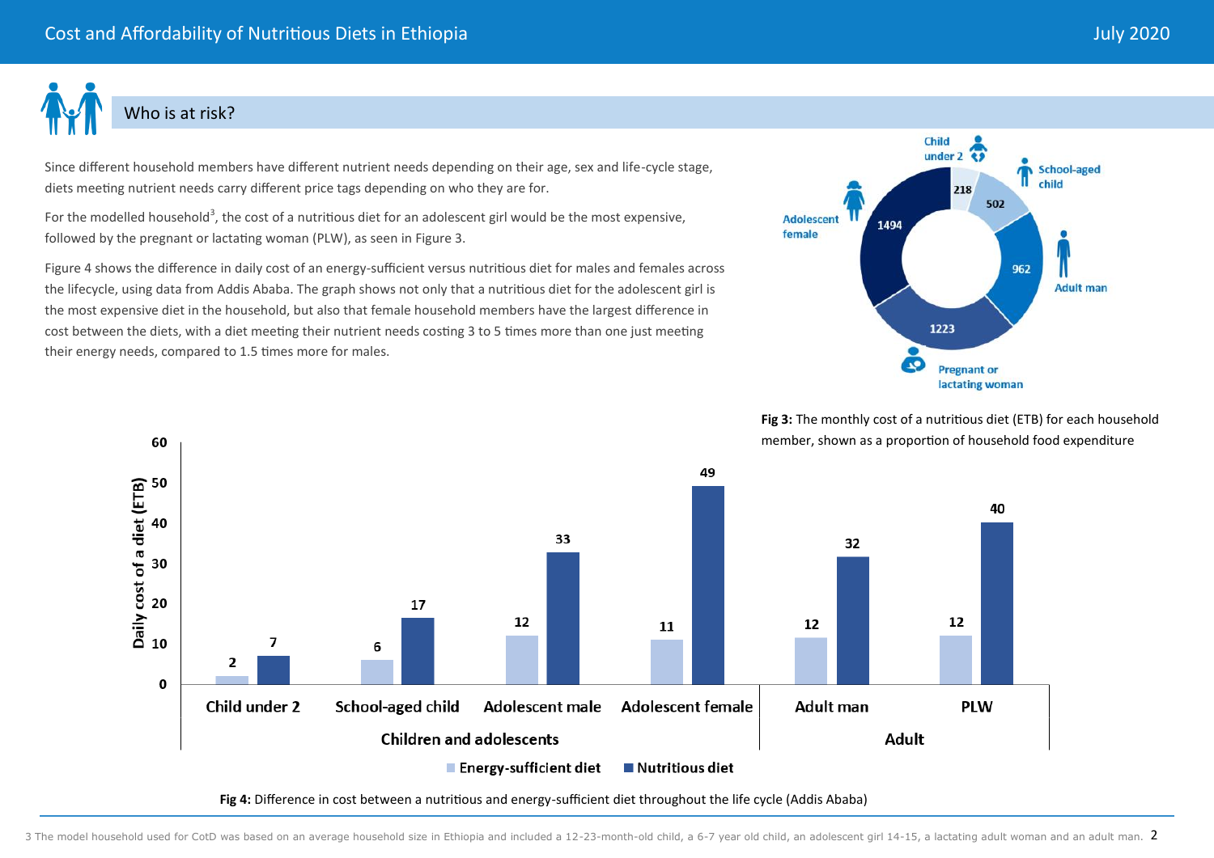## Who is at risk?

Since different household members have different nutrient needs depending on their age, sex and life-cycle stage, diets meeting nutrient needs carry different price tags depending on who they are for.

For the modelled household[3], the cost of a nutritious diet for an adolescent girl would be the most expensive, followed by the pregnant or lactating woman (PLW), as seen in Figure 3.

Figure 4 shows the difference in daily cost of an energy-sufficient versus nutritious diet for males and females across the lifecycle, using data from Addis Ababa. The graph shows not only that a nutritious diet for the adolescent girl is the most expensive diet in the household, but also that female household members have the largest difference in cost between the diets, with a diet meeting their nutrient needs costing 3 to 5 times more than one just meeting their energy needs, compared to 1.5 times more for males.

| Household member | Monthly cost of a nutritious diet (ETB) |
|---|---|
| Child under 2 | 218 |
| School-aged child | 502 |
| Adult man | 962 |
| Pregnant or lactating woman | 1223 |
| Adolescent female | 1494 |

**Fig 3:** The monthly cost of a nutritious diet (ETB) for each household member, shown as a proportion of household food expenditure

| Group | Household member | Energy-sufficient diet (daily cost, ETB) | Nutritious diet (daily cost, ETB) |
|---|---|---|---|
| Children and adolescents | Child under 2 | 2 | 7 |
| | School-aged child | 6 | 17 |
| | Adolescent male | 12 | 33 |
| | Adolescent female | 11 | 49 |
| Adult | Adult man | 12 | 32 |
| | PLW | 12 | 40 |

**Fig 4:** Difference in cost between a nutritious and energy-sufficient diet throughout the life cycle (Addis Ababa)

3 The model household used for CotD was based on an average household size in Ethiopia and included a 12-23-month-old child, a 6-7 year old child, an adolescent girl 14-15, a lactating adult woman and an adult man.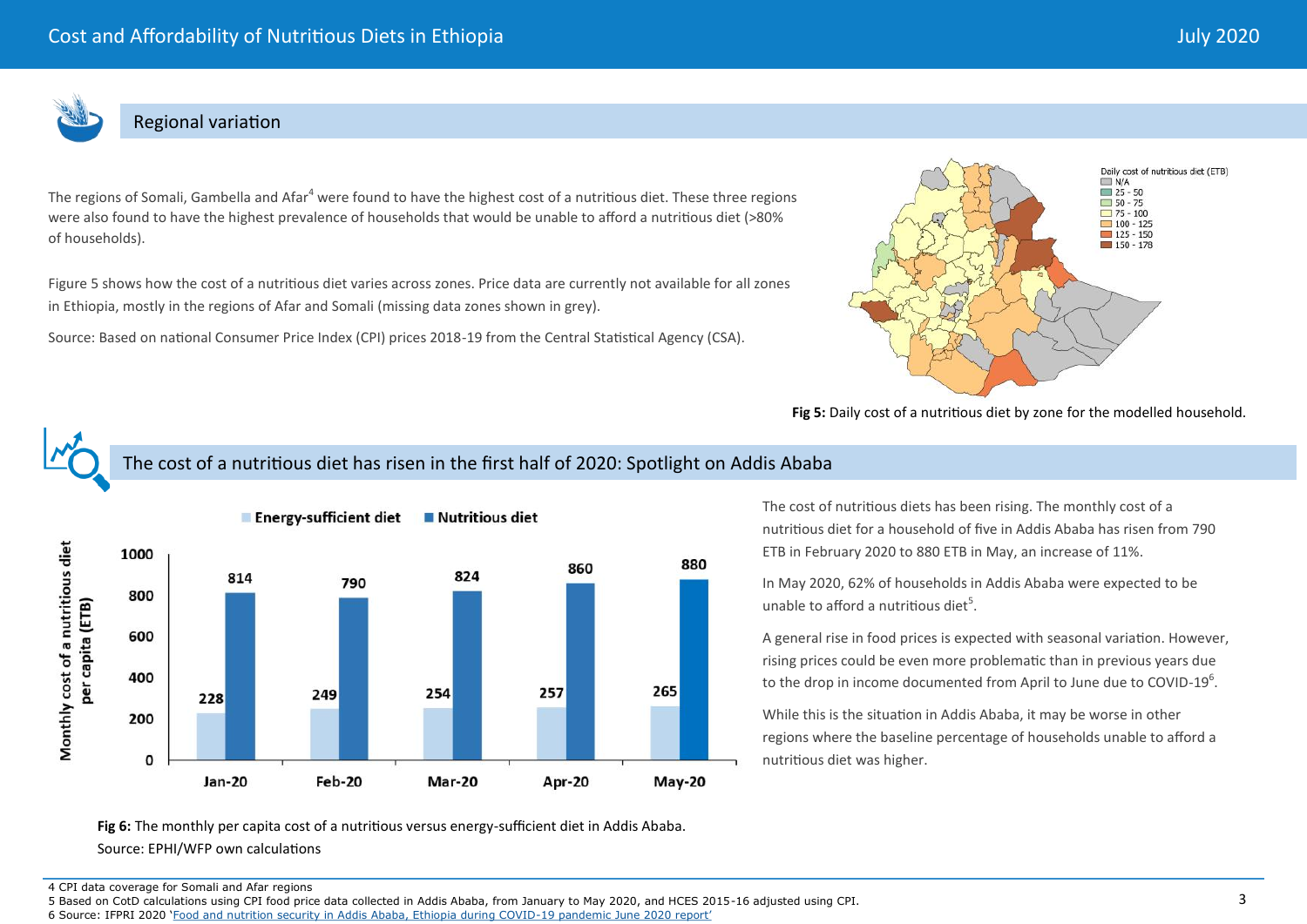## Regional variation

The regions of Somali, Gambella and Afar[4] were found to have the highest cost of a nutritious diet. These three regions were also found to have the highest prevalence of households that would be unable to afford a nutritious diet (>80% of households).

Figure 5 shows how the cost of a nutritious diet varies across zones. Price data are currently not available for all zones in Ethiopia, mostly in the regions of Afar and Somali (missing data zones shown in grey).

Source: Based on national Consumer Price Index (CPI) prices 2018-19 from the Central Statistical Agency (CSA).

**Fig 5:** Daily cost of a nutritious diet by zone for the modelled household.

## The cost of a nutritious diet has risen in the first half of 2020: Spotlight on Addis Ababa

| Month | Energy-sufficient diet | Nutritious diet |
|---|---|---|
| Jan-20 | 228 | 814 |
| Feb-20 | 249 | 790 |
| Mar-20 | 254 | 824 |
| Apr-20 | 257 | 860 |
| May-20 | 265 | 880 |

**Fig 6:** The monthly per capita cost of a nutritious versus energy-sufficient diet in Addis Ababa.
Source: EPHI/WFP own calculations

The cost of nutritious diets has been rising. The monthly cost of a nutritious diet for a household of five in Addis Ababa has risen from 790 ETB in February 2020 to 880 ETB in May, an increase of 11%.

In May 2020, 62% of households in Addis Ababa were expected to be unable to afford a nutritious diet[5].

A general rise in food prices is expected with seasonal variation. However, rising prices could be even more problematic than in previous years due to the drop in income documented from April to June due to COVID-19[6].

While this is the situation in Addis Ababa, it may be worse in other regions where the baseline percentage of households unable to afford a nutritious diet was higher.

4 CPI data coverage for Somali and Afar regions

5 Based on CotD calculations using CPI food price data collected in Addis Ababa, from January to May 2020, and HCES 2015-16 adjusted using CPI.

6 Source: IFPRI 2020 'Food and nutrition security in Addis Ababa, Ethiopia during COVID-19 pandemic June 2020 report'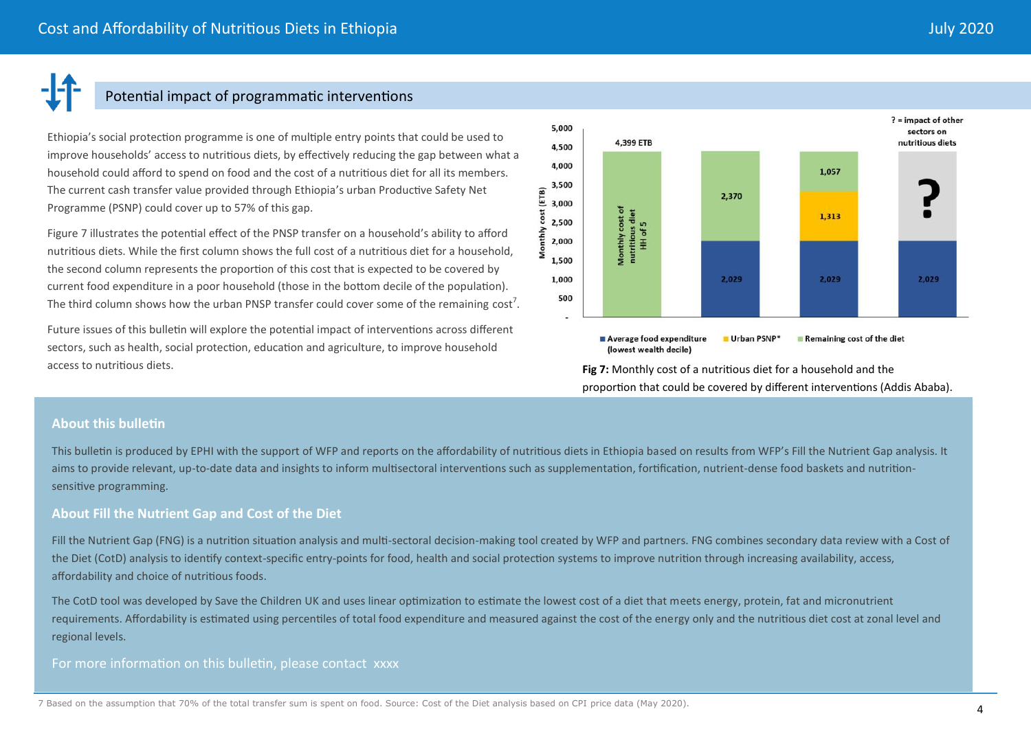## Potential impact of programmatic interventions

Ethiopia's social protection programme is one of multiple entry points that could be used to improve households' access to nutritious diets, by effectively reducing the gap between what a household could afford to spend on food and the cost of a nutritious diet for all its members. The current cash transfer value provided through Ethiopia's urban Productive Safety Net Programme (PSNP) could cover up to 57% of this gap.

Figure 7 illustrates the potential effect of the PNSP transfer on a household's ability to afford nutritious diets. While the first column shows the full cost of a nutritious diet for a household, the second column represents the proportion of this cost that is expected to be covered by current food expenditure in a poor household (those in the bottom decile of the population). The third column shows how the urban PNSP transfer could cover some of the remaining cost[7].

Future issues of this bulletin will explore the potential impact of interventions across different sectors, such as health, social protection, education and agriculture, to improve household access to nutritious diets.

? = impact of other sectors on nutritious diets

Monthly cost (ETB)

5,000
4,500
4,000
3,500
3,000
2,500
2,000
1,500
1,000
500
-

4,399 ETB

Monthly cost of nutritious diet HH of 5

2,370
2,029

1,057
1,313
2,029

?
2,029

Average food expenditure (lowest wealth decile)
Urban PSNP*
Remaining cost of the diet

**Fig 7:** Monthly cost of a nutritious diet for a household and the proportion that could be covered by different interventions (Addis Ababa).

### About this bulletin

This bulletin is produced by EPHI with the support of WFP and reports on the affordability of nutritious diets in Ethiopia based on results from WFP's Fill the Nutrient Gap analysis. It aims to provide relevant, up-to-date data and insights to inform multisectoral interventions such as supplementation, fortification, nutrient-dense food baskets and nutrition-sensitive programming.

### About Fill the Nutrient Gap and Cost of the Diet

Fill the Nutrient Gap (FNG) is a nutrition situation analysis and multi-sectoral decision-making tool created by WFP and partners. FNG combines secondary data review with a Cost of the Diet (CotD) analysis to identify context-specific entry-points for food, health and social protection systems to improve nutrition through increasing availability, access, affordability and choice of nutritious foods.

The CotD tool was developed by Save the Children UK and uses linear optimization to estimate the lowest cost of a diet that meets energy, protein, fat and micronutrient requirements. Affordability is estimated using percentiles of total food expenditure and measured against the cost of the energy only and the nutritious diet cost at zonal level and regional levels.

For more information on this bulletin, please contact xxxx

7 Based on the assumption that 70% of the total transfer sum is spent on food. Source: Cost of the Diet analysis based on CPI price data (May 2020).